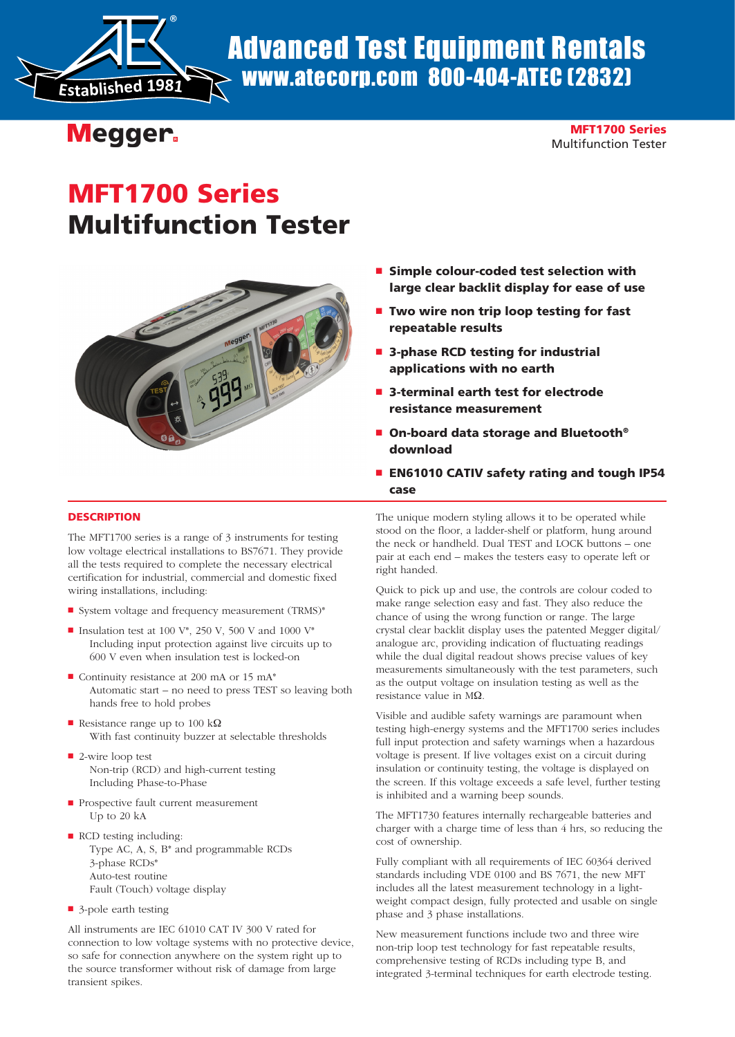Advanced Test Equipment Rentals
www.atecorp.com 800-404-ATEC (2832)

Megger.

**MFT1700 Series**
Multifunction Tester

# MFT1700 Series Multifunction Tester

- **Simple colour-coded test selection with large clear backlit display for ease of use**
- **Two wire non trip loop testing for fast repeatable results**
- **3-phase RCD testing for industrial applications with no earth**
- **3-terminal earth test for electrode resistance measurement**
- **On-board data storage and Bluetooth® download**
- **EN61010 CATIV safety rating and tough IP54 case**

## DESCRIPTION

The MFT1700 series is a range of 3 instruments for testing low voltage electrical installations to BS7671. They provide all the tests required to complete the necessary electrical certification for industrial, commercial and domestic fixed wiring installations, including:

- System voltage and frequency measurement (TRMS)*
- Insulation test at 100 V*, 250 V, 500 V and 1000 V*
  Including input protection against live circuits up to 600 V even when insulation test is locked-on
- Continuity resistance at 200 mA or 15 mA*
  Automatic start – no need to press TEST so leaving both hands free to hold probes
- Resistance range up to 100 kΩ
  With fast continuity buzzer at selectable thresholds
- 2-wire loop test
  Non-trip (RCD) and high-current testing
  Including Phase-to-Phase
- Prospective fault current measurement
  Up to 20 kA
- RCD testing including:
  Type AC, A, S, B* and programmable RCDs
  3-phase RCDs*
  Auto-test routine
  Fault (Touch) voltage display
- 3-pole earth testing

All instruments are IEC 61010 CAT IV 300 V rated for connection to low voltage systems with no protective device, so safe for connection anywhere on the system right up to the source transformer without risk of damage from large transient spikes.

The unique modern styling allows it to be operated while stood on the floor, a ladder-shelf or platform, hung around the neck or handheld. Dual TEST and LOCK buttons – one pair at each end – makes the testers easy to operate left or right handed.

Quick to pick up and use, the controls are colour coded to make range selection easy and fast. They also reduce the chance of using the wrong function or range. The large crystal clear backlit display uses the patented Megger digital/analogue arc, providing indication of fluctuating readings while the dual digital readout shows precise values of key measurements simultaneously with the test parameters, such as the output voltage on insulation testing as well as the resistance value in MΩ.

Visible and audible safety warnings are paramount when testing high-energy systems and the MFT1700 series includes full input protection and safety warnings when a hazardous voltage is present. If live voltages exist on a circuit during insulation or continuity testing, the voltage is displayed on the screen. If this voltage exceeds a safe level, further testing is inhibited and a warning beep sounds.

The MFT1730 features internally rechargeable batteries and charger with a charge time of less than 4 hrs, so reducing the cost of ownership.

Fully compliant with all requirements of IEC 60364 derived standards including VDE 0100 and BS 7671, the new MFT includes all the latest measurement technology in a light-weight compact design, fully protected and usable on single phase and 3 phase installations.

New measurement functions include two and three wire non-trip loop test technology for fast repeatable results, comprehensive testing of RCDs including type B, and integrated 3-terminal techniques for earth electrode testing.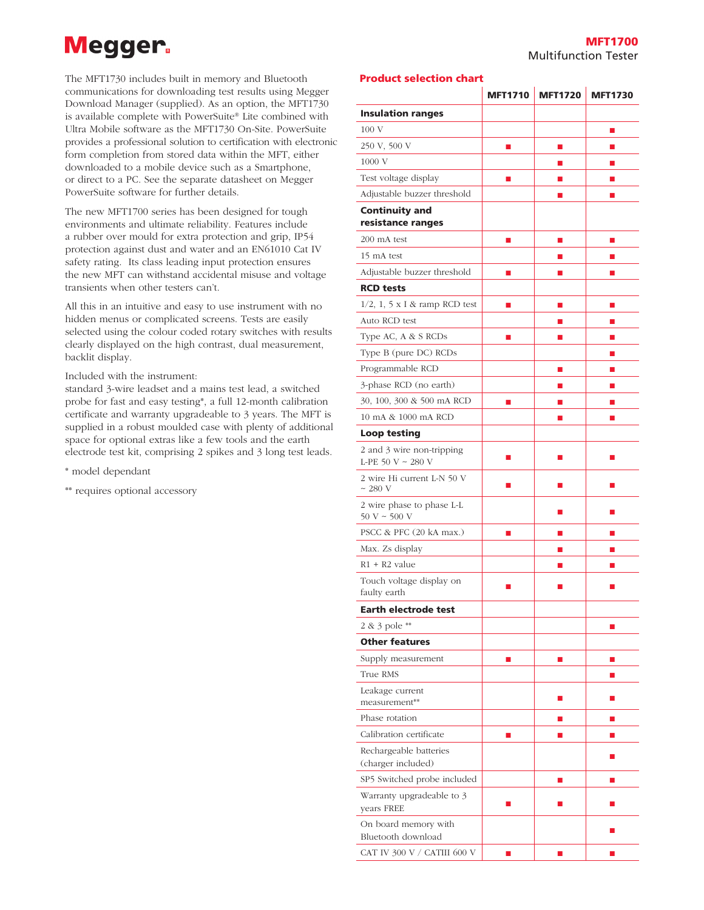The MFT1730 includes built in memory and Bluetooth communications for downloading test results using Megger Download Manager (supplied). As an option, the MFT1730 is available complete with PowerSuite® Lite combined with Ultra Mobile software as the MFT1730 On-Site. PowerSuite provides a professional solution to certification with electronic form completion from stored data within the MFT, either downloaded to a mobile device such as a Smartphone, or direct to a PC. See the separate datasheet on Megger PowerSuite software for further details.

The new MFT1700 series has been designed for tough environments and ultimate reliability. Features include a rubber over mould for extra protection and grip, IP54 protection against dust and water and an EN61010 Cat IV safety rating. Its class leading input protection ensures the new MFT can withstand accidental misuse and voltage transients when other testers can't.

All this in an intuitive and easy to use instrument with no hidden menus or complicated screens. Tests are easily selected using the colour coded rotary switches with results clearly displayed on the high contrast, dual measurement, backlit display.

Included with the instrument:
standard 3-wire leadset and a mains test lead, a switched probe for fast and easy testing*, a full 12-month calibration certificate and warranty upgradeable to 3 years. The MFT is supplied in a robust moulded case with plenty of additional space for optional extras like a few tools and the earth electrode test kit, comprising 2 spikes and 3 long test leads.

* model dependant

** requires optional accessory

## Product selection chart

| | MFT1710 | MFT1720 | MFT1730 |
|---|---|---|---|
| **Insulation ranges** | | | |
| 100 V | | | ■ |
| 250 V, 500 V | ■ | ■ | ■ |
| 1000 V | | ■ | ■ |
| Test voltage display | ■ | ■ | ■ |
| Adjustable buzzer threshold | | ■ | ■ |
| **Continuity and resistance ranges** | | | |
| 200 mA test | ■ | ■ | ■ |
| 15 mA test | | ■ | ■ |
| Adjustable buzzer threshold | ■ | ■ | ■ |
| **RCD tests** | | | |
| 1/2, 1, 5 x I & ramp RCD test | ■ | ■ | ■ |
| Auto RCD test | | ■ | ■ |
| Type AC, A & S RCDs | ■ | ■ | ■ |
| Type B (pure DC) RCDs | | | ■ |
| Programmable RCD | | ■ | ■ |
| 3-phase RCD (no earth) | | ■ | ■ |
| 30, 100, 300 & 500 mA RCD | ■ | ■ | ■ |
| 10 mA & 1000 mA RCD | | ■ | ■ |
| **Loop testing** | | | |
| 2 and 3 wire non-tripping L-PE 50 V ~ 280 V | ■ | ■ | ■ |
| 2 wire Hi current L-N 50 V ~ 280 V | ■ | ■ | ■ |
| 2 wire phase to phase L-L 50 V ~ 500 V | | ■ | ■ |
| PSCC & PFC (20 kA max.) | ■ | ■ | ■ |
| Max. Zs display | | ■ | ■ |
| R1 + R2 value | | ■ | ■ |
| Touch voltage display on faulty earth | ■ | ■ | ■ |
| **Earth electrode test** | | | |
| 2 & 3 pole ** | | | ■ |
| **Other features** | | | |
| Supply measurement | ■ | ■ | ■ |
| True RMS | | | ■ |
| Leakage current measurement** | | ■ | ■ |
| Phase rotation | | ■ | ■ |
| Calibration certificate | ■ | ■ | ■ |
| Rechargeable batteries (charger included) | | | ■ |
| SP5 Switched probe included | | ■ | ■ |
| Warranty upgradeable to 3 years FREE | ■ | ■ | ■ |
| On board memory with Bluetooth download | | | ■ |
| CAT IV 300 V / CATIII 600 V | ■ | ■ | ■ |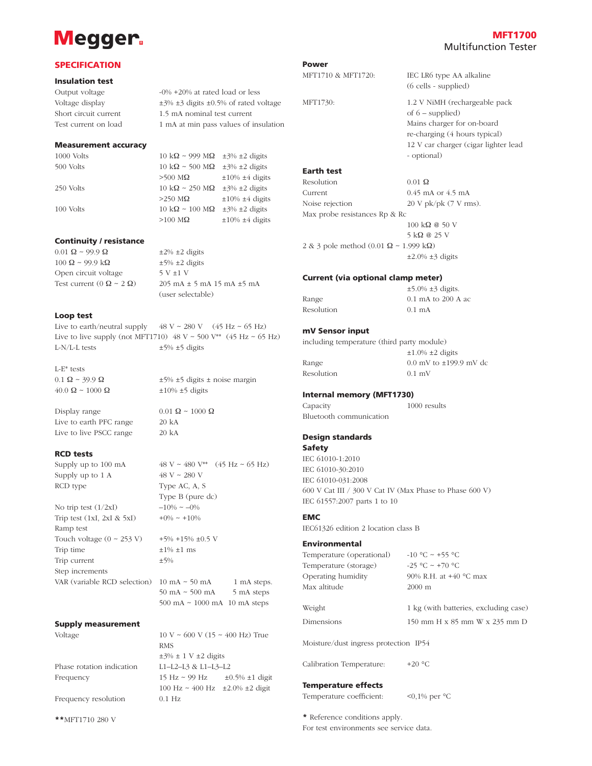## SPECIFICATION

### Insulation test

| | |
|---|---|
| Output voltage | -0% +20% at rated load or less |
| Voltage display | ±3% ±3 digits ±0.5% of rated voltage |
| Short circuit current | 1.5 mA nominal test current |
| Test current on load | 1 mA at min pass values of insulation |

### Measurement accuracy

| | | |
|---|---|---|
| 1000 Volts | 10 kΩ ~ 999 MΩ | ±3% ±2 digits |
| 500 Volts | 10 kΩ ~ 500 MΩ | ±3% ±2 digits |
| | >500 MΩ | ±10% ±4 digits |
| 250 Volts | 10 kΩ ~ 250 MΩ | ±3% ±2 digits |
| | >250 MΩ | ±10% ±4 digits |
| 100 Volts | 10 kΩ ~ 100 MΩ | ±3% ±2 digits |
| | >100 MΩ | ±10% ±4 digits |

### Continuity / resistance

| | |
|---|---|
| 0.01 Ω ~ 99.9 Ω | ±2% ±2 digits |
| 100 Ω ~ 99.9 kΩ | ±5% ±2 digits |
| Open circuit voltage | 5 V ±1 V |
| Test current (0 Ω ~ 2 Ω) | 205 mA ± 5 mA 15 mA ±5 mA (user selectable) |

### Loop test

| | |
|---|---|
| Live to earth/neutral supply | 48 V ~ 280 V (45 Hz ~ 65 Hz) |
| Live to live supply (not MFT1710) | 48 V ~ 500 V** (45 Hz ~ 65 Hz) |
| L-N/L-L tests | ±5% ±5 digits |

L-E* tests

| | |
|---|---|
| 0.1 Ω ~ 39.9 Ω | ±5% ±5 digits ± noise margin |
| 40.0 Ω ~ 1000 Ω | ±10% ±5 digits |

| | |
|---|---|
| Display range | 0.01 Ω ~ 1000 Ω |
| Live to earth PFC range | 20 kA |
| Live to live PSCC range | 20 kA |

### RCD tests

| | |
|---|---|
| Supply up to 100 mA | 48 V ~ 480 V** (45 Hz ~ 65 Hz) |
| Supply up to 1 A | 48 V ~ 280 V |
| RCD type | Type AC, A, S<br>Type B (pure dc) |
| No trip test (1/2xI) | –10% ~ –0% |
| Trip test (1xI, 2xI & 5xI) | +0% ~ +10% |
| Ramp test | |
| Touch voltage (0 ~ 253 V) | +5% +15% ±0.5 V |
| Trip time | ±1% ±1 ms |
| Trip current | ±5% |
| Step increments | |
| VAR (variable RCD selection) | 10 mA ~ 50 mA 1 mA steps.<br>50 mA ~ 500 mA 5 mA steps<br>500 mA ~ 1000 mA 10 mA steps |

### Supply measurement

| | |
|---|---|
| Voltage | 10 V ~ 600 V (15 ~ 400 Hz) True RMS<br>±3% ± 1 V ±2 digits |
| Phase rotation indication | L1–L2–L3 & L1–L3–L2 |
| Frequency | 15 Hz ~ 99 Hz ±0.5% ±1 digit<br>100 Hz ~ 400 Hz ±2.0% ±2 digit |
| Frequency resolution | 0.1 Hz |

**MFT1710 280 V

### Power

| | |
|---|---|
| MFT1710 & MFT1720: | IEC LR6 type AA alkaline (6 cells - supplied) |
| MFT1730: | 1.2 V NiMH (rechargeable pack of 6 – supplied)<br>Mains charger for on-board re-charging (4 hours typical)<br>12 V car charger (cigar lighter lead - optional) |

### Earth test

| | |
|---|---|
| Resolution | 0.01 Ω |
| Current | 0.45 mA or 4.5 mA |
| Noise rejection | 20 V pk/pk (7 V rms). |
| Max probe resistances Rp & Rc | 100 kΩ @ 50 V<br>5 kΩ @ 25 V |
| 2 & 3 pole method (0.01 Ω ~ 1.999 kΩ) | ±2.0% ±3 digits |

### Current (via optional clamp meter)

| | |
|---|---|
| | ±5.0% ±3 digits. |
| Range | 0.1 mA to 200 A ac |
| Resolution | 0.1 mA |

### mV Sensor input

including temperature (third party module)

| | |
|---|---|
| | ±1.0% ±2 digits |
| Range | 0.0 mV to ±199.9 mV dc |
| Resolution | 0.1 mV |

### Internal memory (MFT1730)

| | |
|---|---|
| Capacity | 1000 results |
| Bluetooth communication | |

### Design standards

**Safety**

IEC 61010-1:2010
IEC 61010-30:2010
IEC 61010-031:2008
600 V Cat III / 300 V Cat IV (Max Phase to Phase 600 V)
IEC 61557:2007 parts 1 to 10

### EMC

IEC61326 edition 2 location class B

### Environmental

| | |
|---|---|
| Temperature (operational) | -10 °C ~ +55 °C |
| Temperature (storage) | -25 °C ~ +70 °C |
| Operating humidity | 90% R.H. at +40 °C max |
| Max altitude | 2000 m |
| Weight | 1 kg (with batteries, excluding case) |
| Dimensions | 150 mm H x 85 mm W x 235 mm D |
| Moisture/dust ingress protection | IP54 |
| Calibration Temperature: | +20 °C |

### Temperature effects

| | |
|---|---|
| Temperature coefficient: | <0,1% per °C |

* Reference conditions apply.
For test environments see service data.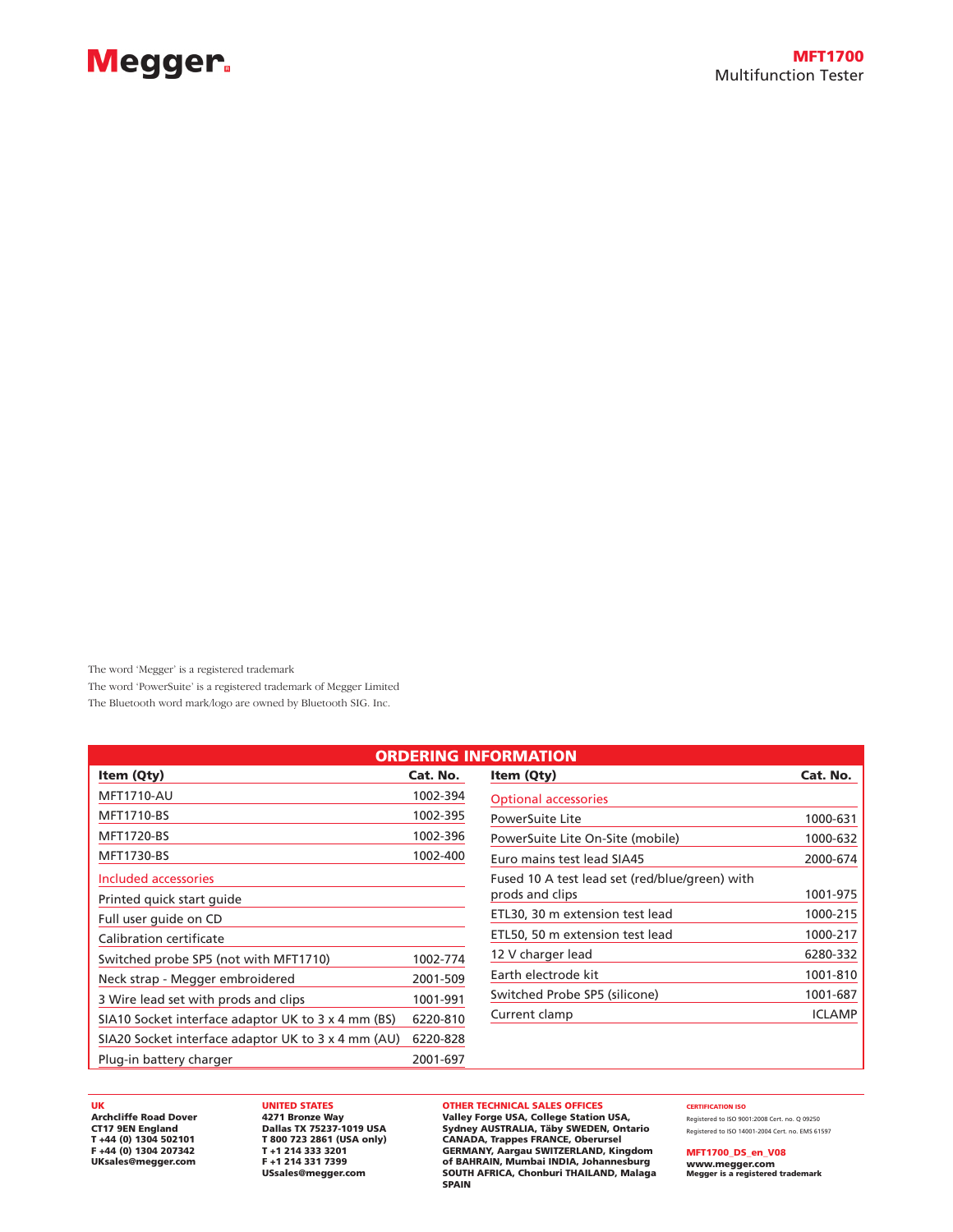The word 'Megger' is a registered trademark

The word 'PowerSuite' is a registered trademark of Megger Limited

The Bluetooth word mark/logo are owned by Bluetooth SIG. Inc.

## ORDERING INFORMATION

| Item (Qty) | Cat. No. |
|---|---|
| MFT1710-AU | 1002-394 |
| MFT1710-BS | 1002-395 |
| MFT1720-BS | 1002-396 |
| MFT1730-BS | 1002-400 |
| *Included accessories* | |
| Printed quick start guide | |
| Full user guide on CD | |
| Calibration certificate | |
| Switched probe SP5 (not with MFT1710) | 1002-774 |
| Neck strap - Megger embroidered | 2001-509 |
| 3 Wire lead set with prods and clips | 1001-991 |
| SIA10 Socket interface adaptor UK to 3 x 4 mm (BS) | 6220-810 |
| SIA20 Socket interface adaptor UK to 3 x 4 mm (AU) | 6220-828 |
| Plug-in battery charger | 2001-697 |

| Item (Qty) | Cat. No. |
|---|---|
| *Optional accessories* | |
| PowerSuite Lite | 1000-631 |
| PowerSuite Lite On-Site (mobile) | 1000-632 |
| Euro mains test lead SIA45 | 2000-674 |
| Fused 10 A test lead set (red/blue/green) with prods and clips | 1001-975 |
| ETL30, 30 m extension test lead | 1000-215 |
| ETL50, 50 m extension test lead | 1000-217 |
| 12 V charger lead | 6280-332 |
| Earth electrode kit | 1001-810 |
| Switched Probe SP5 (silicone) | 1001-687 |
| Current clamp | ICLAMP |

**UK**
**Archcliffe Road Dover**
**CT17 9EN England**
**T +44 (0) 1304 502101**
**F +44 (0) 1304 207342**
**UKsales@megger.com**

**UNITED STATES**
**4271 Bronze Way**
**Dallas TX 75237-1019 USA**
**T 800 723 2861 (USA only)**
**T +1 214 333 3201**
**F +1 214 331 7399**
**USsales@megger.com**

**OTHER TECHNICAL SALES OFFICES**
**Valley Forge USA, College Station USA, Sydney AUSTRALIA, Täby SWEDEN, Ontario CANADA, Trappes FRANCE, Oberursel GERMANY, Aargau SWITZERLAND, Kingdom of BAHRAIN, Mumbai INDIA, Johannesburg SOUTH AFRICA, Chonburi THAILAND, Malaga SPAIN**

**CERTIFICATION ISO**
Registered to ISO 9001:2008 Cert. no. Q 09250
Registered to ISO 14001-2004 Cert. no. EMS 61597

**MFT1700_DS_en_V08**
**www.megger.com**
**Megger is a registered trademark**